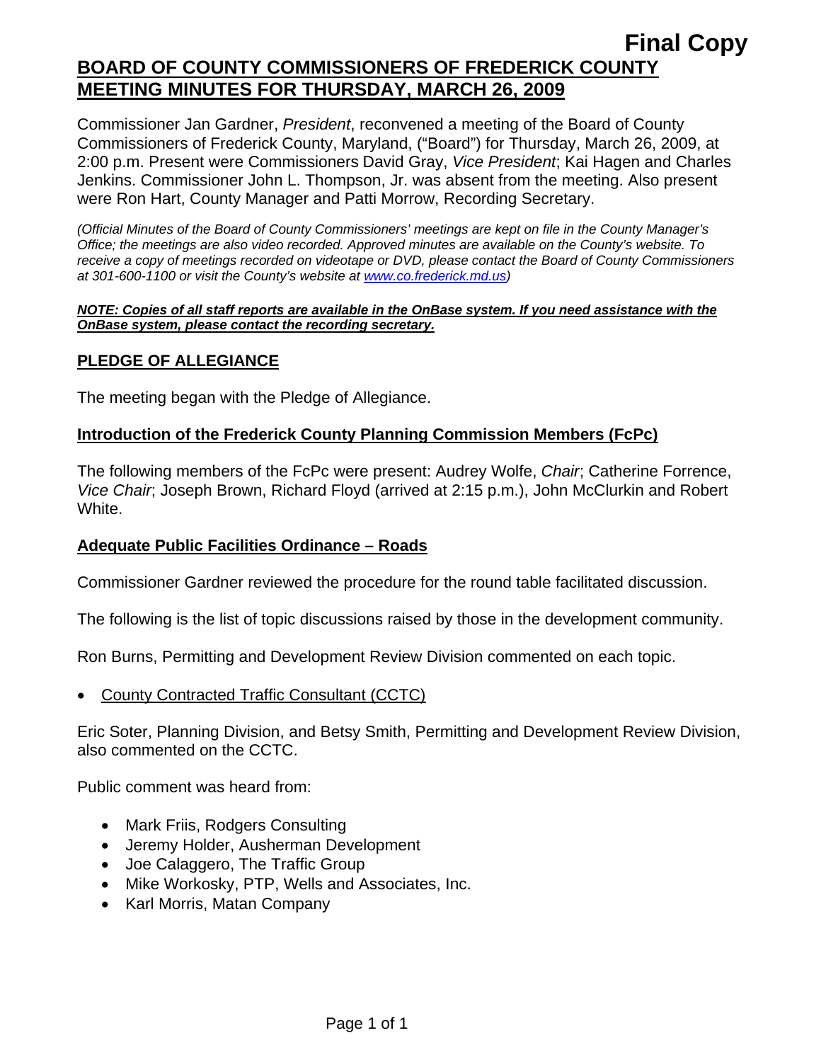**Final Copy**

# BOARD OF COUNTY COMMISSIONERS OF FREDERICK COUNTY MEETING MINUTES FOR THURSDAY, MARCH 26, 2009

Commissioner Jan Gardner, *President*, reconvened a meeting of the Board of County Commissioners of Frederick County, Maryland, ("Board") for Thursday, March 26, 2009, at 2:00 p.m. Present were Commissioners David Gray, *Vice President*; Kai Hagen and Charles Jenkins. Commissioner John L. Thompson, Jr. was absent from the meeting. Also present were Ron Hart, County Manager and Patti Morrow, Recording Secretary.

*(Official Minutes of the Board of County Commissioners' meetings are kept on file in the County Manager's Office; the meetings are also video recorded. Approved minutes are available on the County's website. To receive a copy of meetings recorded on videotape or DVD, please contact the Board of County Commissioners at 301-600-1100 or visit the County's website at www.co.frederick.md.us)*

***NOTE: Copies of all staff reports are available in the OnBase system. If you need assistance with the OnBase system, please contact the recording secretary.***

## PLEDGE OF ALLEGIANCE

The meeting began with the Pledge of Allegiance.

## Introduction of the Frederick County Planning Commission Members (FcPc)

The following members of the FcPc were present: Audrey Wolfe, *Chair*; Catherine Forrence, *Vice Chair*; Joseph Brown, Richard Floyd (arrived at 2:15 p.m.), John McClurkin and Robert White.

## Adequate Public Facilities Ordinance – Roads

Commissioner Gardner reviewed the procedure for the round table facilitated discussion.

The following is the list of topic discussions raised by those in the development community.

Ron Burns, Permitting and Development Review Division commented on each topic.

- County Contracted Traffic Consultant (CCTC)

Eric Soter, Planning Division, and Betsy Smith, Permitting and Development Review Division, also commented on the CCTC.

Public comment was heard from:

- Mark Friis, Rodgers Consulting
- Jeremy Holder, Ausherman Development
- Joe Calaggero, The Traffic Group
- Mike Workosky, PTP, Wells and Associates, Inc.
- Karl Morris, Matan Company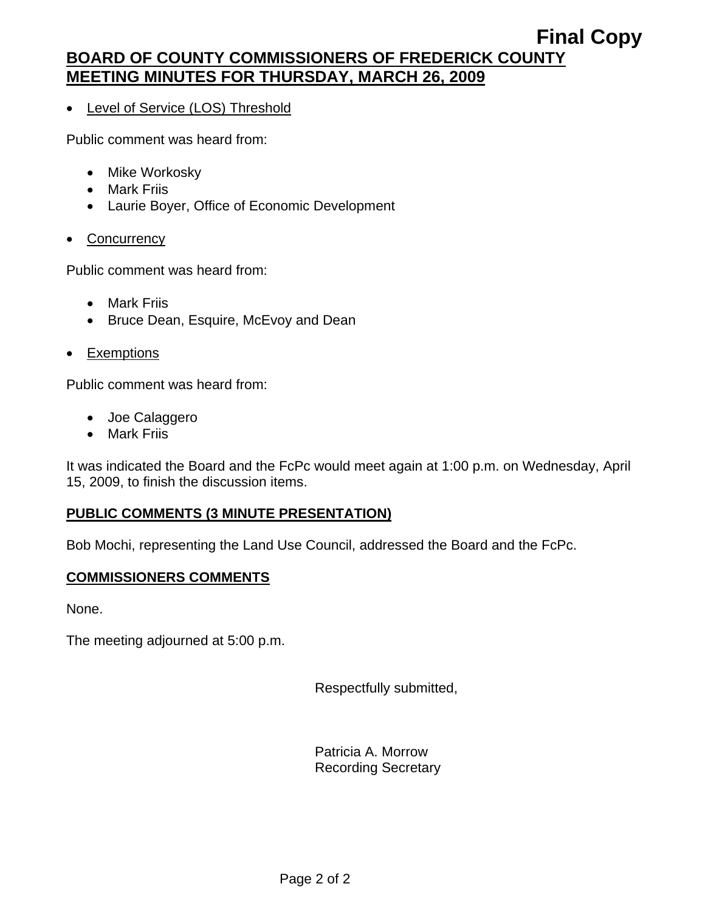**Final Copy**

**BOARD OF COUNTY COMMISSIONERS OF FREDERICK COUNTY**
**MEETING MINUTES FOR THURSDAY, MARCH 26, 2009**

- Level of Service (LOS) Threshold

Public comment was heard from:

- Mike Workosky
- Mark Friis
- Laurie Boyer, Office of Economic Development

- Concurrency

Public comment was heard from:

- Mark Friis
- Bruce Dean, Esquire, McEvoy and Dean

- Exemptions

Public comment was heard from:

- Joe Calaggero
- Mark Friis

It was indicated the Board and the FcPc would meet again at 1:00 p.m. on Wednesday, April 15, 2009, to finish the discussion items.

**PUBLIC COMMENTS (3 MINUTE PRESENTATION)**

Bob Mochi, representing the Land Use Council, addressed the Board and the FcPc.

**COMMISSIONERS COMMENTS**

None.

The meeting adjourned at 5:00 p.m.

Respectfully submitted,

Patricia A. Morrow
Recording Secretary